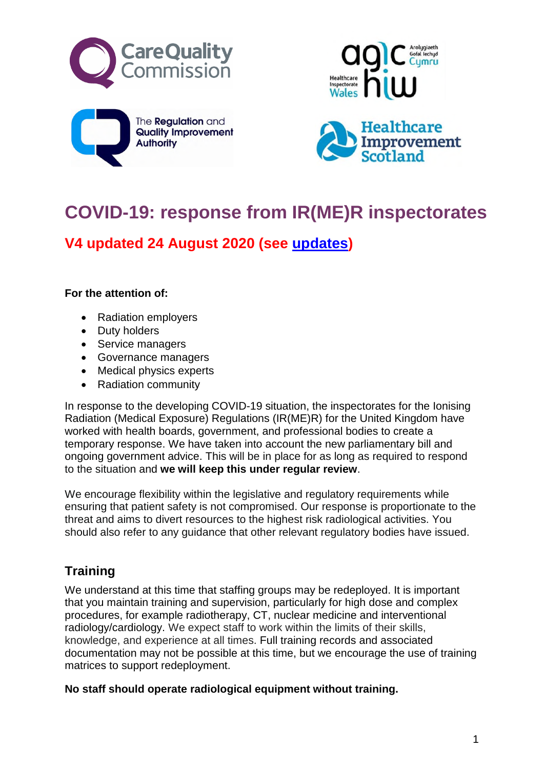# COVID-19: response from IR(ME)R inspectorates

## V4 updated 24 August 2020 (see updates)

**For the attention of:**

- Radiation employers
- Duty holders
- Service managers
- Governance managers
- Medical physics experts
- Radiation community

In response to the developing COVID-19 situation, the inspectorates for the Ionising Radiation (Medical Exposure) Regulations (IR(ME)R) for the United Kingdom have worked with health boards, government, and professional bodies to create a temporary response. We have taken into account the new parliamentary bill and ongoing government advice. This will be in place for as long as required to respond to the situation and **we will keep this under regular review**.

We encourage flexibility within the legislative and regulatory requirements while ensuring that patient safety is not compromised. Our response is proportionate to the threat and aims to divert resources to the highest risk radiological activities. You should also refer to any guidance that other relevant regulatory bodies have issued.

### Training

We understand at this time that staffing groups may be redeployed. It is important that you maintain training and supervision, particularly for high dose and complex procedures, for example radiotherapy, CT, nuclear medicine and interventional radiology/cardiology. We expect staff to work within the limits of their skills, knowledge, and experience at all times. Full training records and associated documentation may not be possible at this time, but we encourage the use of training matrices to support redeployment.

**No staff should operate radiological equipment without training.**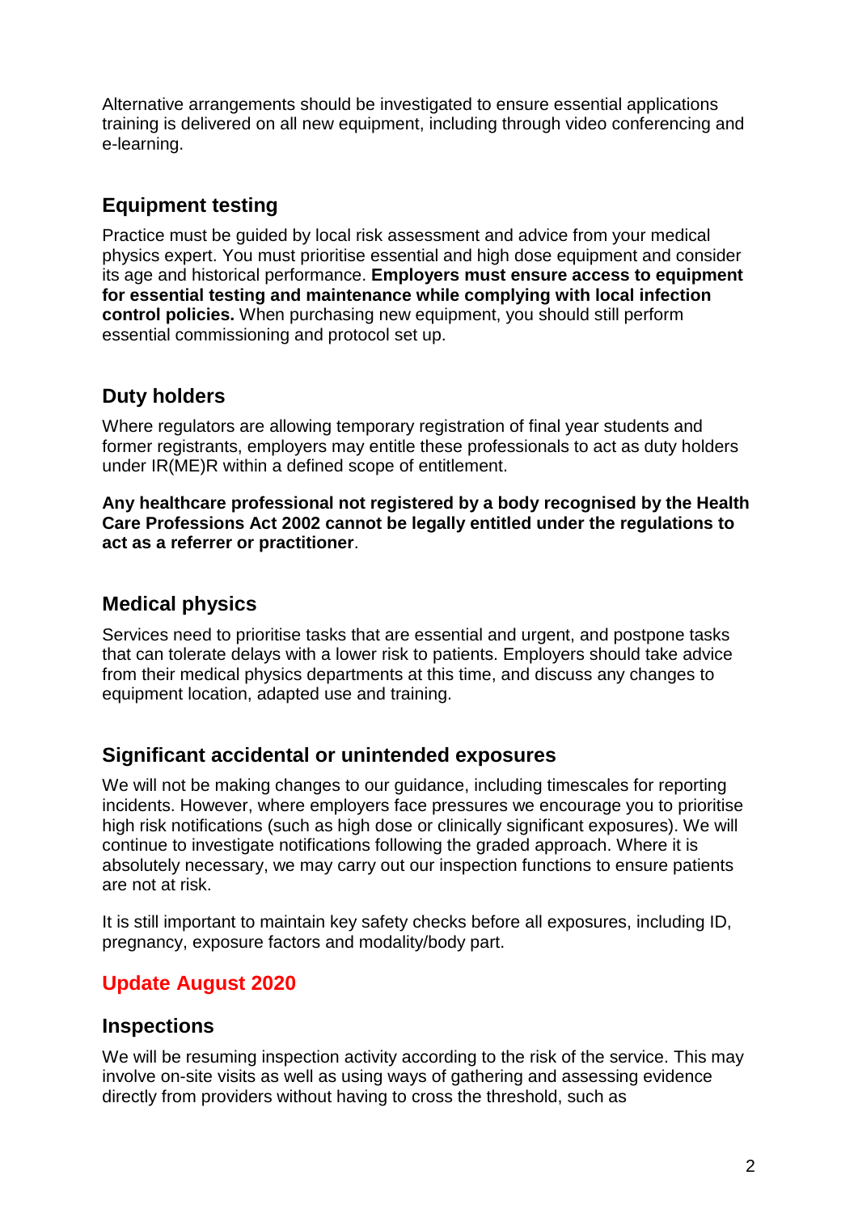Alternative arrangements should be investigated to ensure essential applications training is delivered on all new equipment, including through video conferencing and e-learning.

## Equipment testing

Practice must be guided by local risk assessment and advice from your medical physics expert. You must prioritise essential and high dose equipment and consider its age and historical performance. **Employers must ensure access to equipment for essential testing and maintenance while complying with local infection control policies.** When purchasing new equipment, you should still perform essential commissioning and protocol set up.

## Duty holders

Where regulators are allowing temporary registration of final year students and former registrants, employers may entitle these professionals to act as duty holders under IR(ME)R within a defined scope of entitlement.

**Any healthcare professional not registered by a body recognised by the Health Care Professions Act 2002 cannot be legally entitled under the regulations to act as a referrer or practitioner**.

## Medical physics

Services need to prioritise tasks that are essential and urgent, and postpone tasks that can tolerate delays with a lower risk to patients. Employers should take advice from their medical physics departments at this time, and discuss any changes to equipment location, adapted use and training.

## Significant accidental or unintended exposures

We will not be making changes to our guidance, including timescales for reporting incidents. However, where employers face pressures we encourage you to prioritise high risk notifications (such as high dose or clinically significant exposures). We will continue to investigate notifications following the graded approach. Where it is absolutely necessary, we may carry out our inspection functions to ensure patients are not at risk.

It is still important to maintain key safety checks before all exposures, including ID, pregnancy, exposure factors and modality/body part.

## Update August 2020

## Inspections

We will be resuming inspection activity according to the risk of the service. This may involve on-site visits as well as using ways of gathering and assessing evidence directly from providers without having to cross the threshold, such as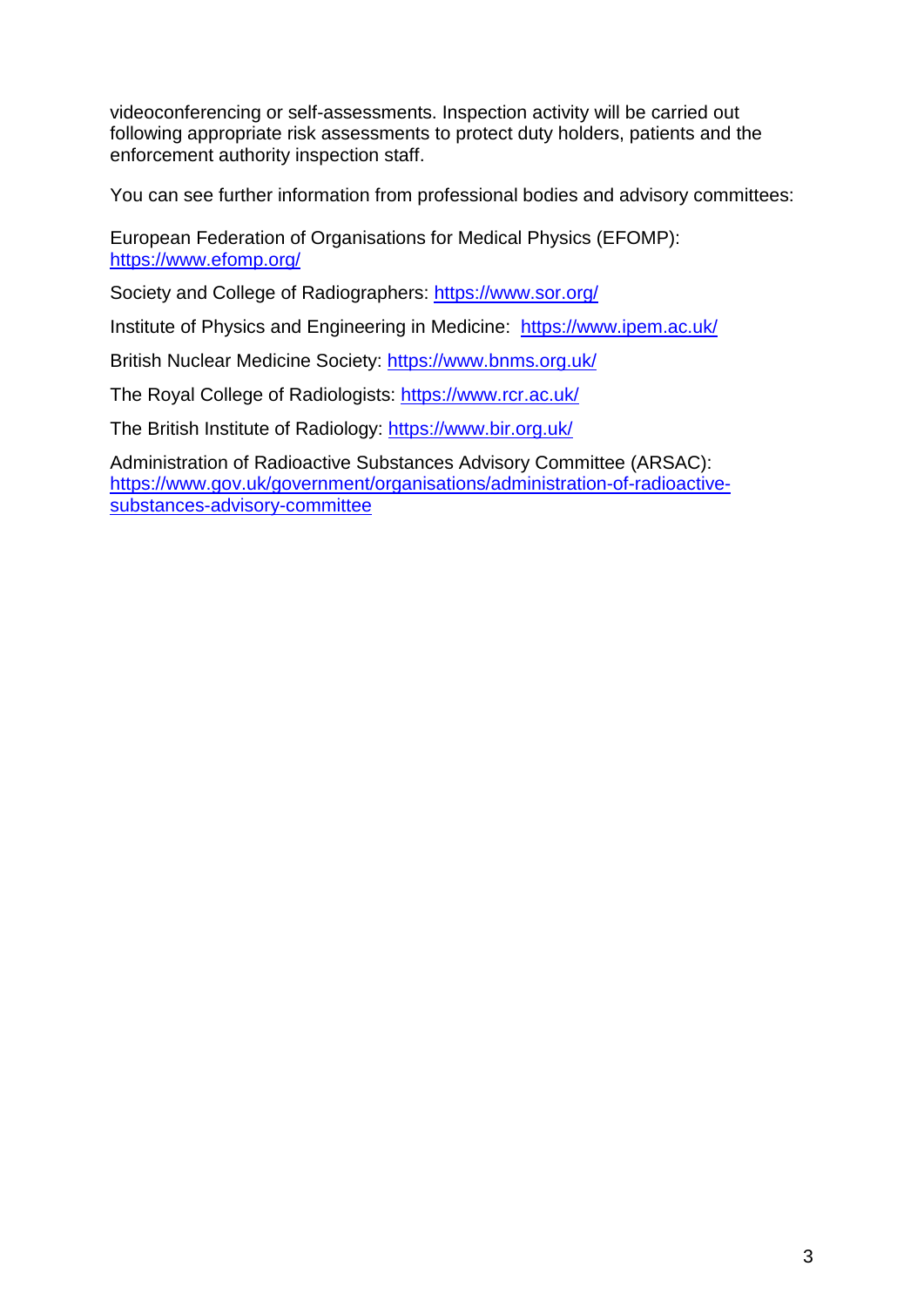videoconferencing or self-assessments. Inspection activity will be carried out following appropriate risk assessments to protect duty holders, patients and the enforcement authority inspection staff.

You can see further information from professional bodies and advisory committees:

European Federation of Organisations for Medical Physics (EFOMP): https://www.efomp.org/

Society and College of Radiographers: https://www.sor.org/

Institute of Physics and Engineering in Medicine: https://www.ipem.ac.uk/

British Nuclear Medicine Society: https://www.bnms.org.uk/

The Royal College of Radiologists: https://www.rcr.ac.uk/

The British Institute of Radiology: https://www.bir.org.uk/

Administration of Radioactive Substances Advisory Committee (ARSAC): https://www.gov.uk/government/organisations/administration-of-radioactive-substances-advisory-committee